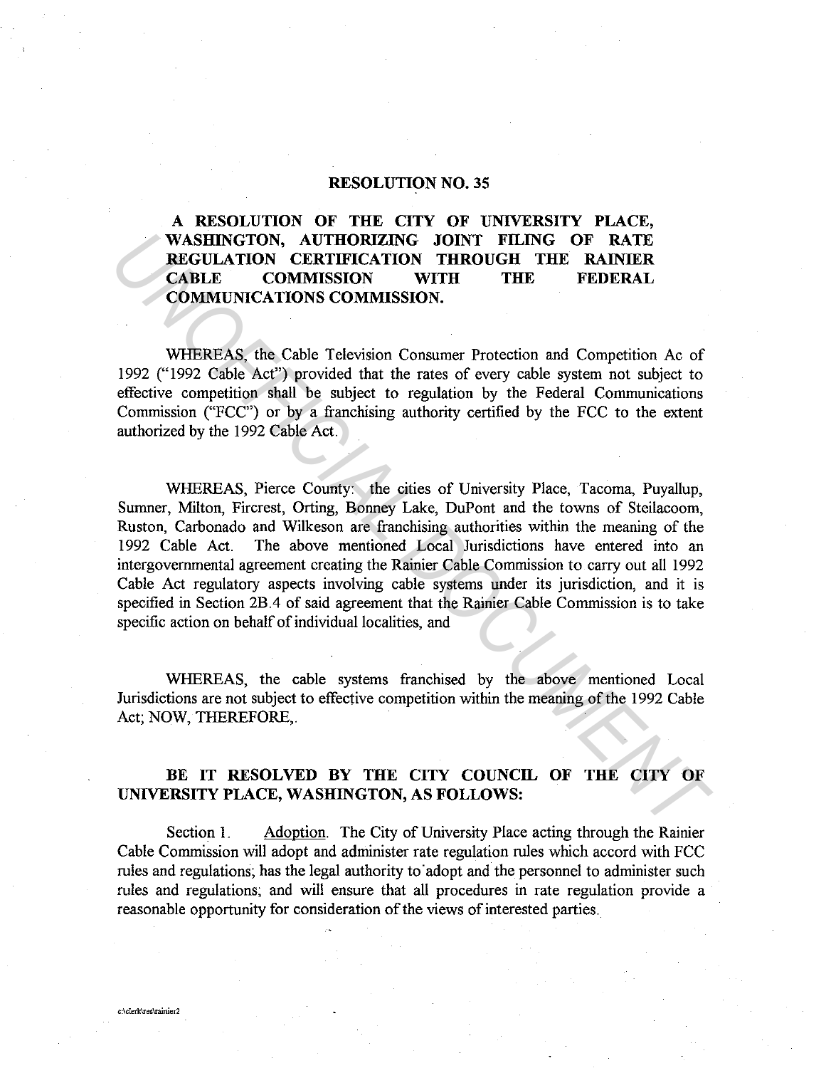## RESOLUTION NO. 35

**A RESOLUTION OF THE CITY OF UNIVERSITY PLACE, WASHINGTON, AUTHORIZING JOINT FILING OF RATE REGULATION CERTIFICATION THROUGH THE RAINIER CABLE COMMISSION WITH THE FEDERAL COMMUNICATIONS COMMISSION.**

WHEREAS, the Cable Television Consumer Protection and Competition Ac of 1992 ("1992 Cable Act") provided that the rates of every cable system not subject to effective competition shall be subject to regulation by the Federal Communications Commission ("FCC") or by a franchising authority certified by the FCC to the extent authorized by the 1992 Cable Act.

WHEREAS, Pierce County: the cities of University Place, Tacoma, Puyallup, Sumner, Milton, Fircrest, Orting, Bonney Lake, DuPont and the towns of Steilacoom, Ruston, Carbonado and Wilkeson are franchising authorities within the meaning of the 1992 Cable Act. The above mentioned Local Jurisdictions have entered into an intergovernmental agreement creating the Rainier Cable Commission to carry out all 1992 Cable Act regulatory aspects involving cable systems under its jurisdiction, and it is specified in Section 2B.4 of said agreement that the Rainier Cable Commission is to take specific action on behalf of individual localities, and

WHEREAS, the cable systems franchised by the above mentioned Local Jurisdictions are not subject to effective competition within the meaning of the 1992 Cable Act; NOW, THEREFORE,.

**BE IT RESOLVED BY THE CITY COUNCIL OF THE CITY OF UNIVERSITY PLACE, WASHINGTON, AS FOLLOWS:**

Section 1. Adoption. The City of University Place acting through the Rainier Cable Commission will adopt and administer rate regulation rules which accord with FCC rules and regulations; has the legal authority to adopt and the personnel to administer such rules and regulations; and will ensure that all procedures in rate regulation provide a reasonable opportunity for consideration of the views of interested parties.

c:\clerk\res\rainier2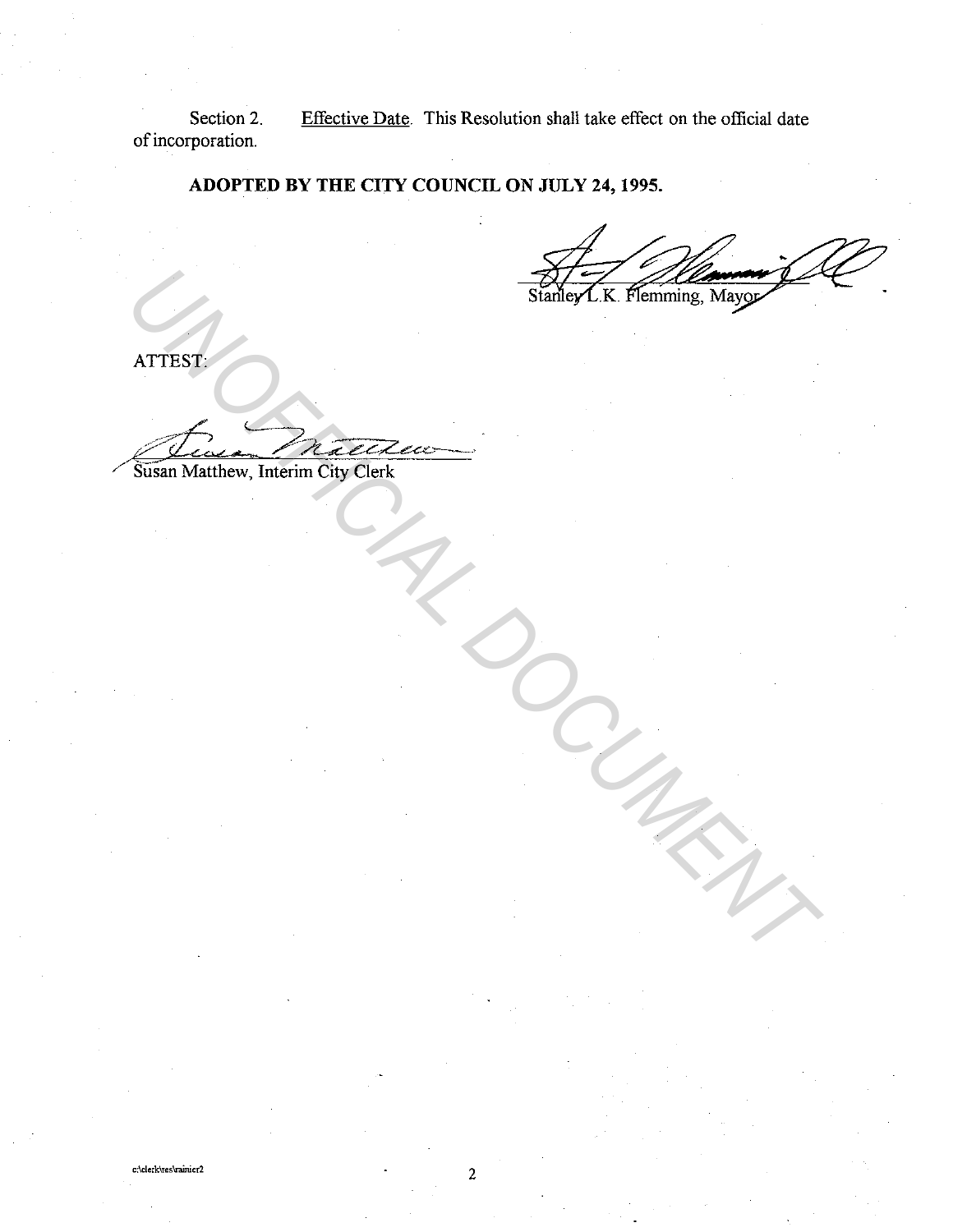Section 2. Effective Date. This Resolution shall take effect on the official date of incorporation.

**ADOPTED BY THE CITY COUNCIL ON JULY 24, 1995.**

Stanley L.K. Flemming, Mayor

ATTEST:

Susan Matthew, Interim City Clerk

c:\clerk\res\rainier2